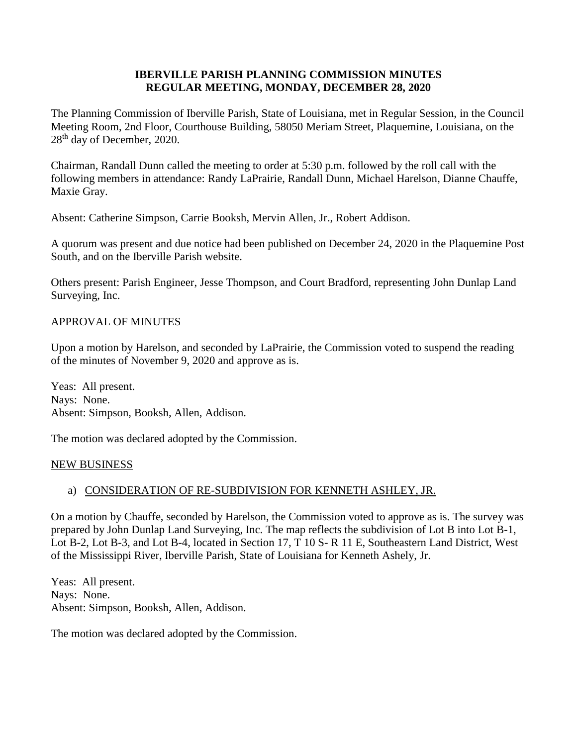**IBERVILLE PARISH PLANNING COMMISSION MINUTES**
**REGULAR MEETING, MONDAY, DECEMBER 28, 2020**

The Planning Commission of Iberville Parish, State of Louisiana, met in Regular Session, in the Council Meeting Room, 2nd Floor, Courthouse Building, 58050 Meriam Street, Plaquemine, Louisiana, on the 28th day of December, 2020.

Chairman, Randall Dunn called the meeting to order at 5:30 p.m. followed by the roll call with the following members in attendance: Randy LaPrairie, Randall Dunn, Michael Harelson, Dianne Chauffe, Maxie Gray.

Absent: Catherine Simpson, Carrie Booksh, Mervin Allen, Jr., Robert Addison.

A quorum was present and due notice had been published on December 24, 2020 in the Plaquemine Post South, and on the Iberville Parish website.

Others present: Parish Engineer, Jesse Thompson, and Court Bradford, representing John Dunlap Land Surveying, Inc.

APPROVAL OF MINUTES

Upon a motion by Harelson, and seconded by LaPrairie, the Commission voted to suspend the reading of the minutes of November 9, 2020 and approve as is.

Yeas: All present.
Nays: None.
Absent: Simpson, Booksh, Allen, Addison.

The motion was declared adopted by the Commission.

NEW BUSINESS

a) CONSIDERATION OF RE-SUBDIVISION FOR KENNETH ASHLEY, JR.

On a motion by Chauffe, seconded by Harelson, the Commission voted to approve as is. The survey was prepared by John Dunlap Land Surveying, Inc. The map reflects the subdivision of Lot B into Lot B-1, Lot B-2, Lot B-3, and Lot B-4, located in Section 17, T 10 S- R 11 E, Southeastern Land District, West of the Mississippi River, Iberville Parish, State of Louisiana for Kenneth Ashely, Jr.

Yeas: All present.
Nays: None.
Absent: Simpson, Booksh, Allen, Addison.

The motion was declared adopted by the Commission.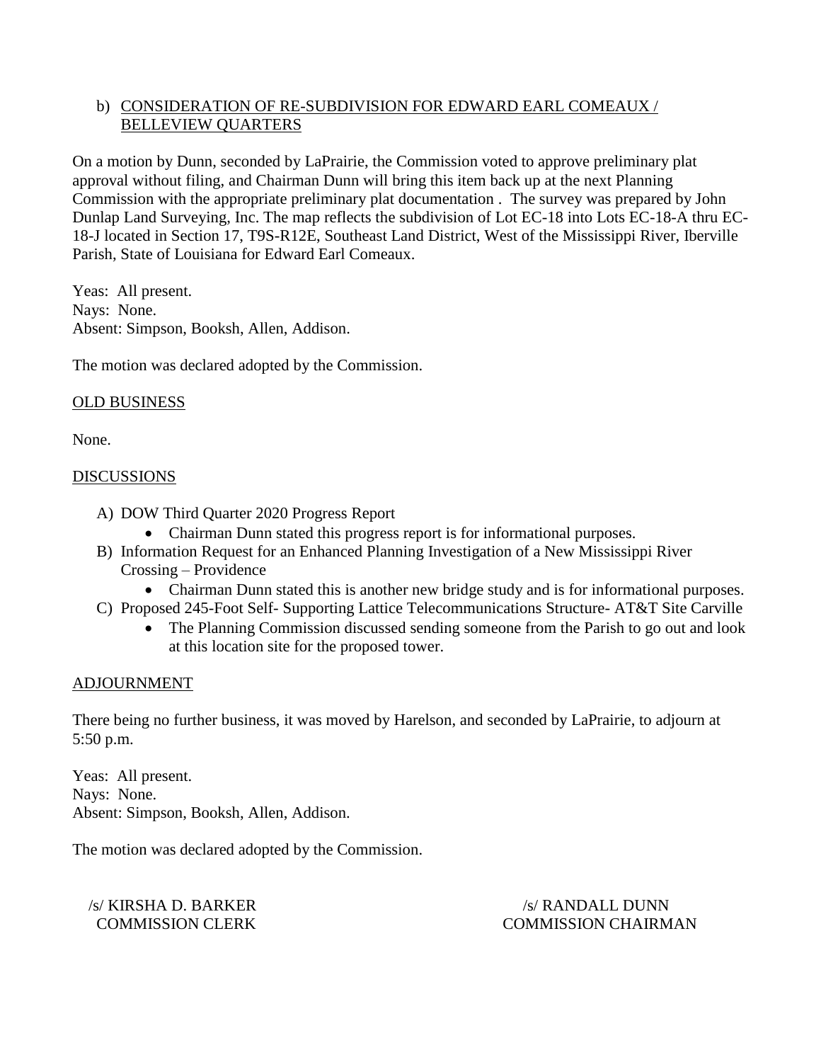b) <u>CONSIDERATION OF RE-SUBDIVISION FOR EDWARD EARL COMEAUX / BELLEVIEW QUARTERS</u>

On a motion by Dunn, seconded by LaPrairie, the Commission voted to approve preliminary plat approval without filing, and Chairman Dunn will bring this item back up at the next Planning Commission with the appropriate preliminary plat documentation . The survey was prepared by John Dunlap Land Surveying, Inc. The map reflects the subdivision of Lot EC-18 into Lots EC-18-A thru EC-18-J located in Section 17, T9S-R12E, Southeast Land District, West of the Mississippi River, Iberville Parish, State of Louisiana for Edward Earl Comeaux.

Yeas: All present.
Nays: None.
Absent: Simpson, Booksh, Allen, Addison.

The motion was declared adopted by the Commission.

<u>OLD BUSINESS</u>

None.

<u>DISCUSSIONS</u>

A) DOW Third Quarter 2020 Progress Report
   - Chairman Dunn stated this progress report is for informational purposes.
B) Information Request for an Enhanced Planning Investigation of a New Mississippi River Crossing – Providence
   - Chairman Dunn stated this is another new bridge study and is for informational purposes.
C) Proposed 245-Foot Self- Supporting Lattice Telecommunications Structure- AT&T Site Carville
   - The Planning Commission discussed sending someone from the Parish to go out and look at this location site for the proposed tower.

<u>ADJOURNMENT</u>

There being no further business, it was moved by Harelson, and seconded by LaPrairie, to adjourn at 5:50 p.m.

Yeas: All present.
Nays: None.
Absent: Simpson, Booksh, Allen, Addison.

The motion was declared adopted by the Commission.

/s/ KIRSHA D. BARKER
COMMISSION CLERK

/s/ RANDALL DUNN
COMMISSION CHAIRMAN